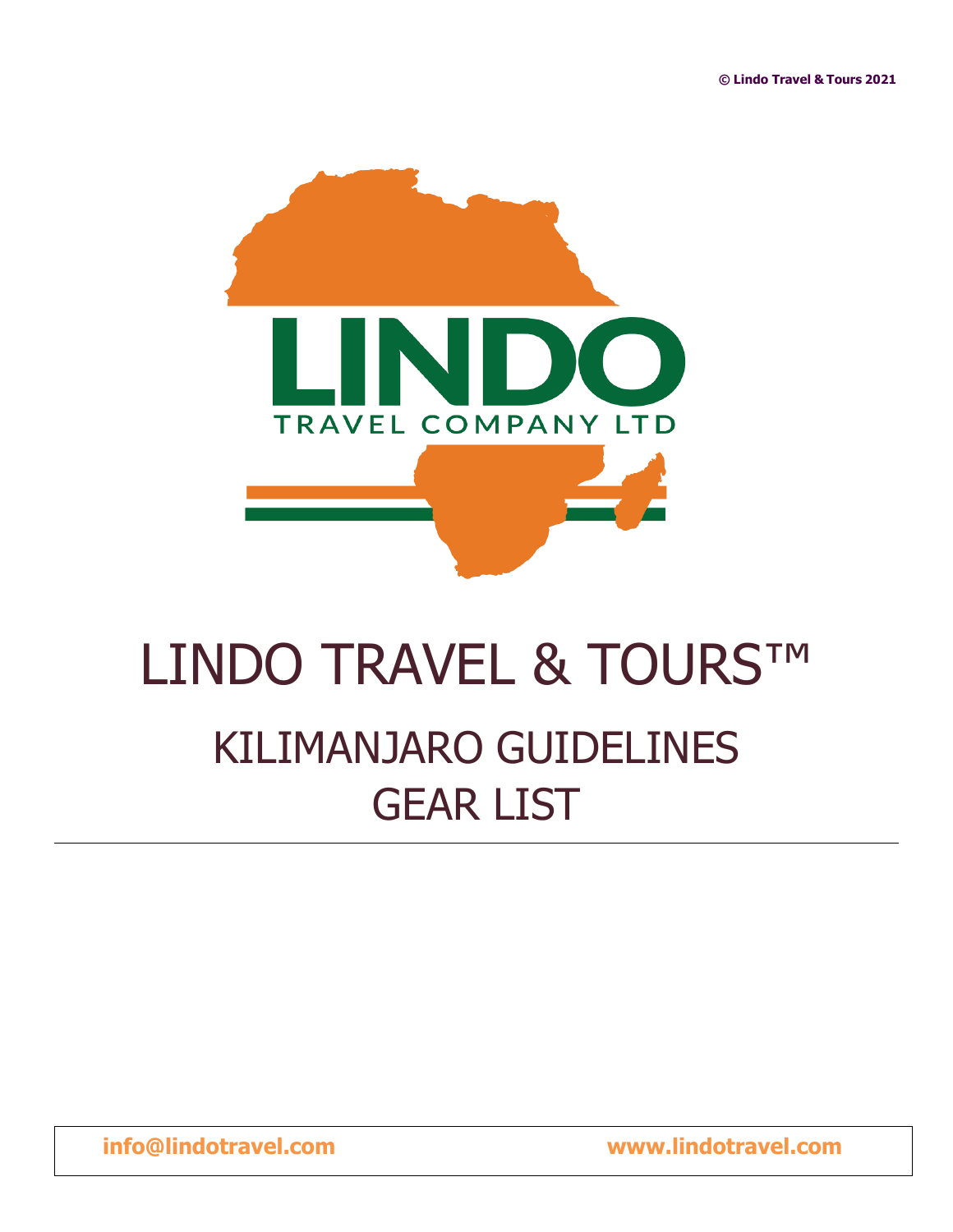© Lindo Travel & Tours 2021

LINDO

TRAVEL COMPANY LTD

# LINDO TRAVEL & TOURS™

## KILIMANJARO GUIDELINES
## GEAR LIST

---

**info@lindotravel.com** **www.lindotravel.com**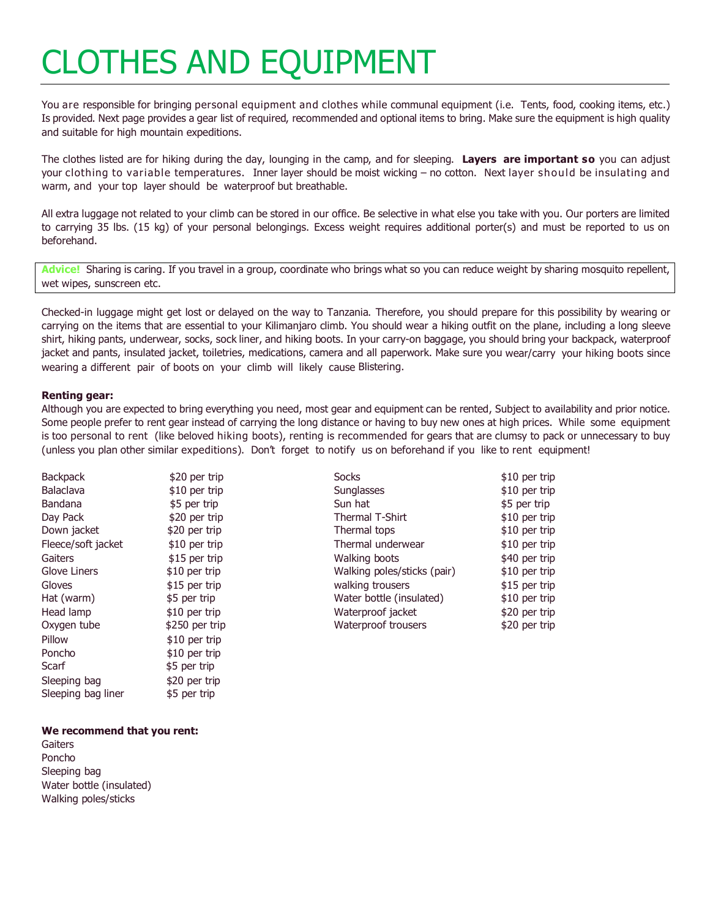# CLOTHES AND EQUIPMENT

You are responsible for bringing personal equipment and clothes while communal equipment (i.e. Tents, food, cooking items, etc.) Is provided. Next page provides a gear list of required, recommended and optional items to bring. Make sure the equipment is high quality and suitable for high mountain expeditions.

The clothes listed are for hiking during the day, lounging in the camp, and for sleeping. **Layers are important so** you can adjust your clothing to variable temperatures. Inner layer should be moist wicking – no cotton. Next layer should be insulating and warm, and your top layer should be waterproof but breathable.

All extra luggage not related to your climb can be stored in our office. Be selective in what else you take with you. Our porters are limited to carrying 35 lbs. (15 kg) of your personal belongings. Excess weight requires additional porter(s) and must be reported to us on beforehand.

> **Advice!** Sharing is caring. If you travel in a group, coordinate who brings what so you can reduce weight by sharing mosquito repellent, wet wipes, sunscreen etc.

Checked-in luggage might get lost or delayed on the way to Tanzania. Therefore, you should prepare for this possibility by wearing or carrying on the items that are essential to your Kilimanjaro climb. You should wear a hiking outfit on the plane, including a long sleeve shirt, hiking pants, underwear, socks, sock liner, and hiking boots. In your carry-on baggage, you should bring your backpack, waterproof jacket and pants, insulated jacket, toiletries, medications, camera and all paperwork. Make sure you wear/carry your hiking boots since wearing a different pair of boots on your climb will likely cause Blistering.

**Renting gear:**
Although you are expected to bring everything you need, most gear and equipment can be rented, Subject to availability and prior notice. Some people prefer to rent gear instead of carrying the long distance or having to buy new ones at high prices. While some equipment is too personal to rent (like beloved hiking boots), renting is recommended for gears that are clumsy to pack or unnecessary to buy (unless you plan other similar expeditions). Don't forget to notify us on beforehand if you like to rent equipment!

| Item | Price |
|---|---|
| Backpack | $20 per trip |
| Balaclava | $10 per trip |
| Bandana | $5 per trip |
| Day Pack | $20 per trip |
| Down jacket | $20 per trip |
| Fleece/soft jacket | $10 per trip |
| Gaiters | $15 per trip |
| Glove Liners | $10 per trip |
| Gloves | $15 per trip |
| Hat (warm) | $5 per trip |
| Head lamp | $10 per trip |
| Oxygen tube | $250 per trip |
| Pillow | $10 per trip |
| Poncho | $10 per trip |
| Scarf | $5 per trip |
| Sleeping bag | $20 per trip |
| Sleeping bag liner | $5 per trip |
| Socks | $10 per trip |
| Sunglasses | $10 per trip |
| Sun hat | $5 per trip |
| Thermal T-Shirt | $10 per trip |
| Thermal tops | $10 per trip |
| Thermal underwear | $10 per trip |
| Walking boots | $40 per trip |
| Walking poles/sticks (pair) | $10 per trip |
| walking trousers | $15 per trip |
| Water bottle (insulated) | $10 per trip |
| Waterproof jacket | $20 per trip |
| Waterproof trousers | $20 per trip |

**We recommend that you rent:**
Gaiters
Poncho
Sleeping bag
Water bottle (insulated)
Walking poles/sticks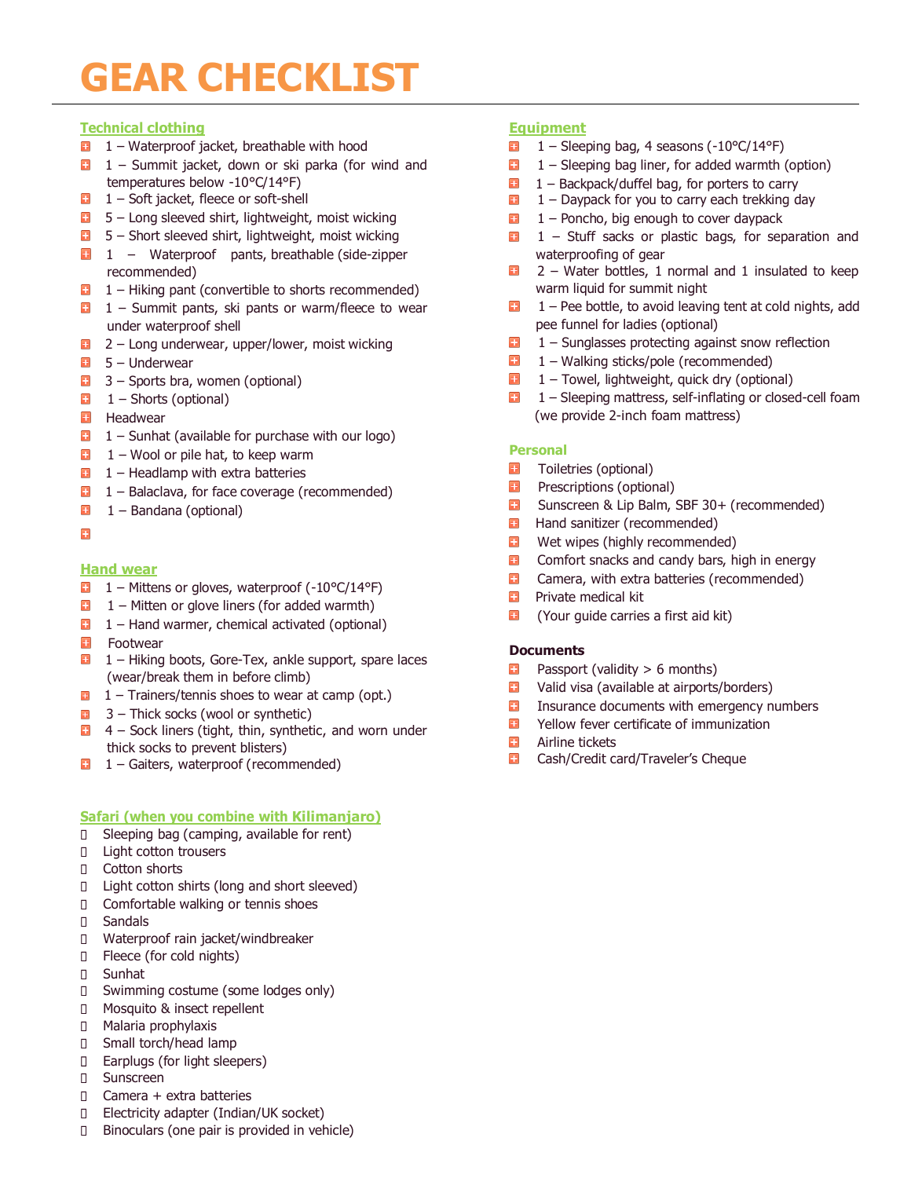# GEAR CHECKLIST

## Technical clothing

- 1 – Waterproof jacket, breathable with hood
- 1 – Summit jacket, down or ski parka (for wind and temperatures below -10°C/14°F)
- 1 – Soft jacket, fleece or soft-shell
- 5 – Long sleeved shirt, lightweight, moist wicking
- 5 – Short sleeved shirt, lightweight, moist wicking
- 1 – Waterproof pants, breathable (side-zipper recommended)
- 1 – Hiking pant (convertible to shorts recommended)
- 1 – Summit pants, ski pants or warm/fleece to wear under waterproof shell
- 2 – Long underwear, upper/lower, moist wicking
- 5 – Underwear
- 3 – Sports bra, women (optional)
- 1 – Shorts (optional)
- Headwear
- 1 – Sunhat (available for purchase with our logo)
- 1 – Wool or pile hat, to keep warm
- 1 – Headlamp with extra batteries
- 1 – Balaclava, for face coverage (recommended)
- 1 – Bandana (optional)

## Hand wear

- 1 – Mittens or gloves, waterproof (-10°C/14°F)
- 1 – Mitten or glove liners (for added warmth)
- 1 – Hand warmer, chemical activated (optional)
- Footwear
- 1 – Hiking boots, Gore-Tex, ankle support, spare laces (wear/break them in before climb)
- 1 – Trainers/tennis shoes to wear at camp (opt.)
- 3 – Thick socks (wool or synthetic)
- 4 – Sock liners (tight, thin, synthetic, and worn under thick socks to prevent blisters)
- 1 – Gaiters, waterproof (recommended)

## Safari (when you combine with Kilimanjaro)

- Sleeping bag (camping, available for rent)
- Light cotton trousers
- Cotton shorts
- Light cotton shirts (long and short sleeved)
- Comfortable walking or tennis shoes
- Sandals
- Waterproof rain jacket/windbreaker
- Fleece (for cold nights)
- Sunhat
- Swimming costume (some lodges only)
- Mosquito & insect repellent
- Malaria prophylaxis
- Small torch/head lamp
- Earplugs (for light sleepers)
- Sunscreen
- Camera + extra batteries
- Electricity adapter (Indian/UK socket)
- Binoculars (one pair is provided in vehicle)

## Equipment

- 1 – Sleeping bag, 4 seasons (-10°C/14°F)
- 1 – Sleeping bag liner, for added warmth (option)
- 1 – Backpack/duffel bag, for porters to carry
- 1 – Daypack for you to carry each trekking day
- 1 – Poncho, big enough to cover daypack
- 1 – Stuff sacks or plastic bags, for separation and waterproofing of gear
- 2 – Water bottles, 1 normal and 1 insulated to keep warm liquid for summit night
- 1 – Pee bottle, to avoid leaving tent at cold nights, add pee funnel for ladies (optional)
- 1 – Sunglasses protecting against snow reflection
- 1 – Walking sticks/pole (recommended)
- 1 – Towel, lightweight, quick dry (optional)
- 1 – Sleeping mattress, self-inflating or closed-cell foam (we provide 2-inch foam mattress)

## Personal

- Toiletries (optional)
- Prescriptions (optional)
- Sunscreen & Lip Balm, SBF 30+ (recommended)
- Hand sanitizer (recommended)
- Wet wipes (highly recommended)
- Comfort snacks and candy bars, high in energy
- Camera, with extra batteries (recommended)
- Private medical kit
- (Your guide carries a first aid kit)

## Documents

- Passport (validity > 6 months)
- Valid visa (available at airports/borders)
- Insurance documents with emergency numbers
- Yellow fever certificate of immunization
- Airline tickets
- Cash/Credit card/Traveler's Cheque